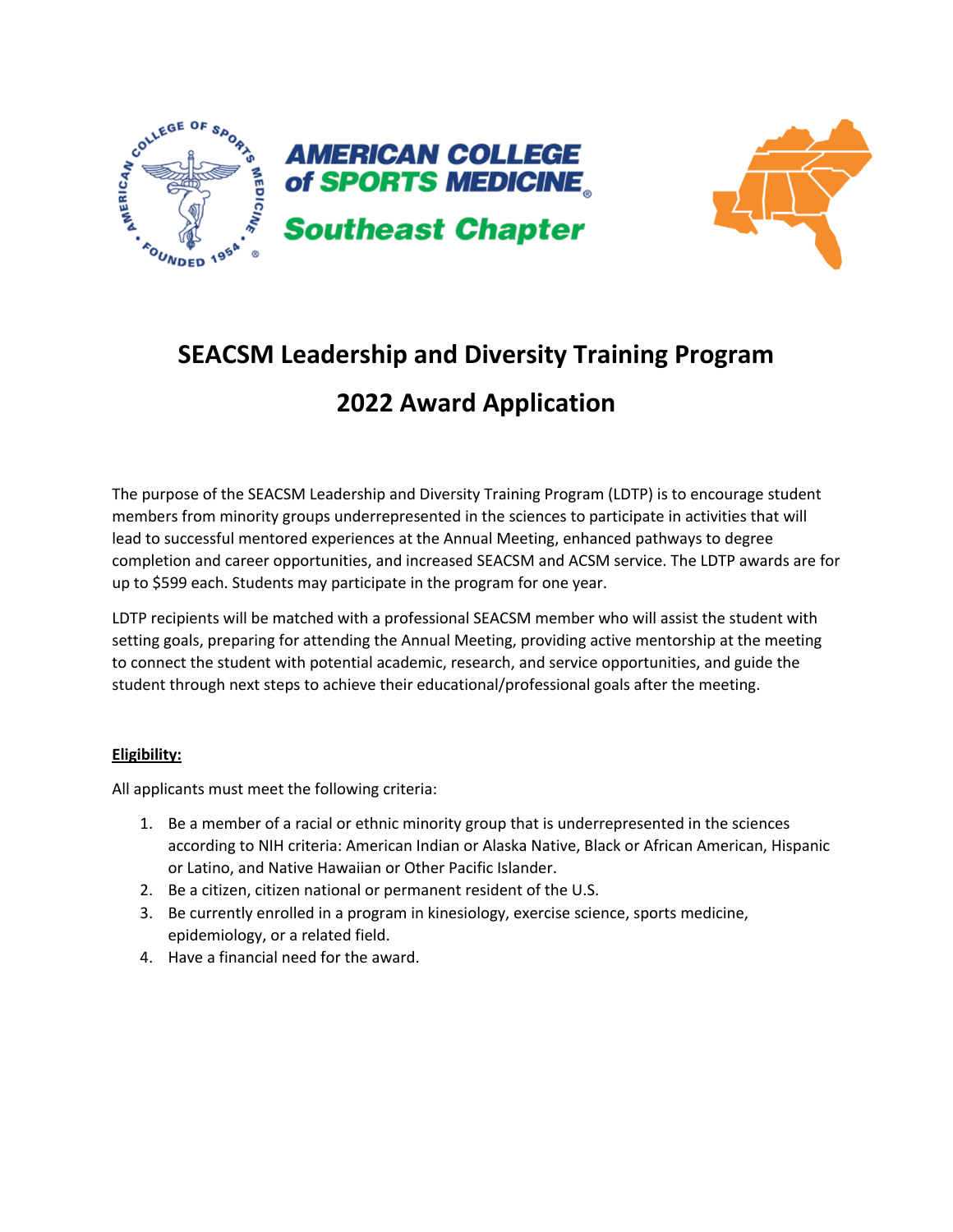AMERICAN COLLEGE of SPORTS MEDICINE

Southeast Chapter

# SEACSM Leadership and Diversity Training Program

# 2022 Award Application

The purpose of the SEACSM Leadership and Diversity Training Program (LDTP) is to encourage student members from minority groups underrepresented in the sciences to participate in activities that will lead to successful mentored experiences at the Annual Meeting, enhanced pathways to degree completion and career opportunities, and increased SEACSM and ACSM service. The LDTP awards are for up to $599 each. Students may participate in the program for one year.

LDTP recipients will be matched with a professional SEACSM member who will assist the student with setting goals, preparing for attending the Annual Meeting, providing active mentorship at the meeting to connect the student with potential academic, research, and service opportunities, and guide the student through next steps to achieve their educational/professional goals after the meeting.

**Eligibility:**

All applicants must meet the following criteria:

1. Be a member of a racial or ethnic minority group that is underrepresented in the sciences according to NIH criteria: American Indian or Alaska Native, Black or African American, Hispanic or Latino, and Native Hawaiian or Other Pacific Islander.
2. Be a citizen, citizen national or permanent resident of the U.S.
3. Be currently enrolled in a program in kinesiology, exercise science, sports medicine, epidemiology, or a related field.
4. Have a financial need for the award.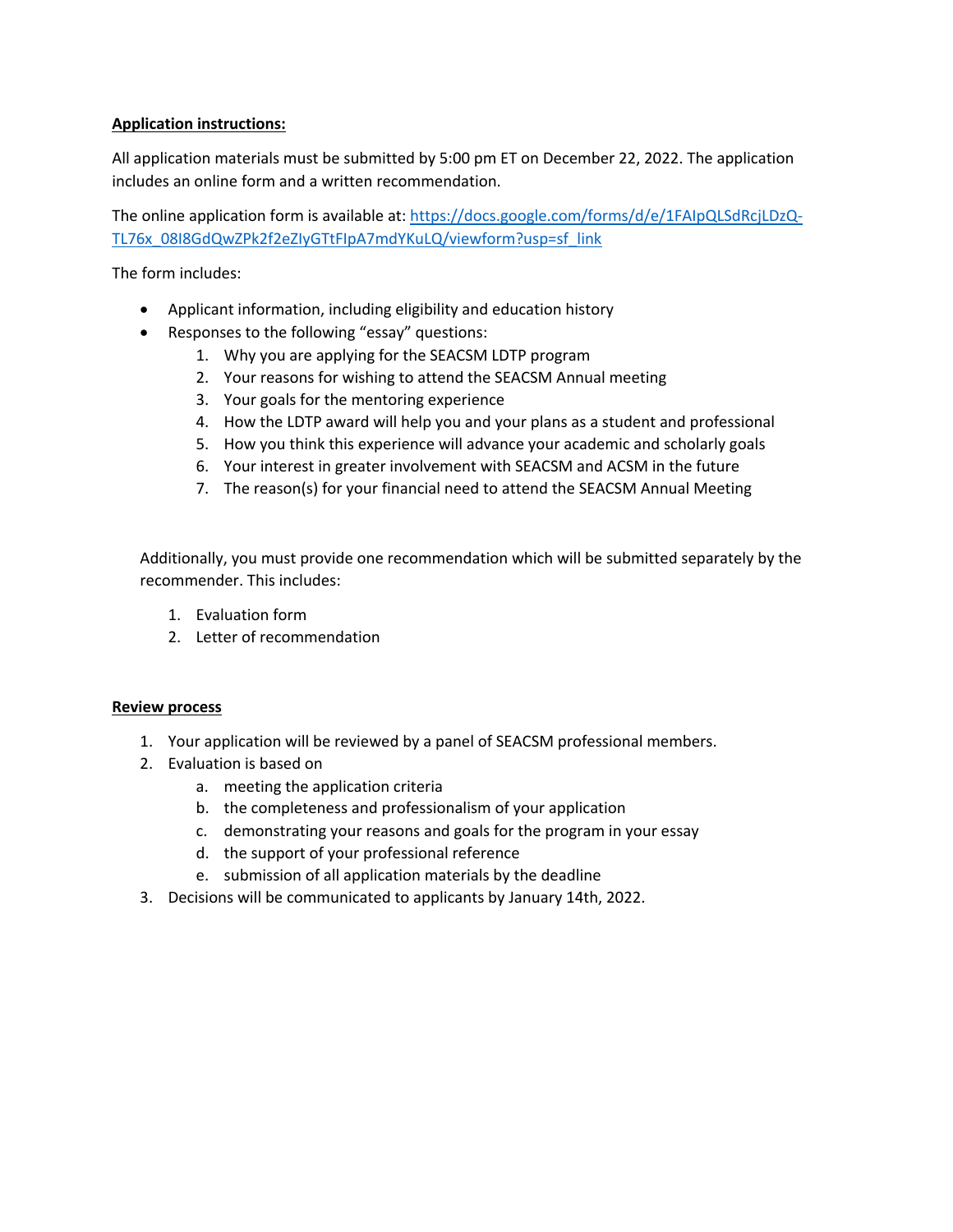**Application instructions:**

All application materials must be submitted by 5:00 pm ET on December 22, 2022. The application includes an online form and a written recommendation.

The online application form is available at: [https://docs.google.com/forms/d/e/1FAIpQLSdRcjLDzQ-TL76x_08I8GdQwZPk2f2eZIyGTtFIpA7mdYKuLQ/viewform?usp=sf_link](https://docs.google.com/forms/d/e/1FAIpQLSdRcjLDzQ-TL76x_08I8GdQwZPk2f2eZIyGTtFIpA7mdYKuLQ/viewform?usp=sf_link)

The form includes:

- Applicant information, including eligibility and education history
- Responses to the following "essay" questions:
    1. Why you are applying for the SEACSM LDTP program
    2. Your reasons for wishing to attend the SEACSM Annual meeting
    3. Your goals for the mentoring experience
    4. How the LDTP award will help you and your plans as a student and professional
    5. How you think this experience will advance your academic and scholarly goals
    6. Your interest in greater involvement with SEACSM and ACSM in the future
    7. The reason(s) for your financial need to attend the SEACSM Annual Meeting

Additionally, you must provide one recommendation which will be submitted separately by the recommender. This includes:

1. Evaluation form
2. Letter of recommendation

**Review process**

1. Your application will be reviewed by a panel of SEACSM professional members.
2. Evaluation is based on
    a. meeting the application criteria
    b. the completeness and professionalism of your application
    c. demonstrating your reasons and goals for the program in your essay
    d. the support of your professional reference
    e. submission of all application materials by the deadline
3. Decisions will be communicated to applicants by January 14th, 2022.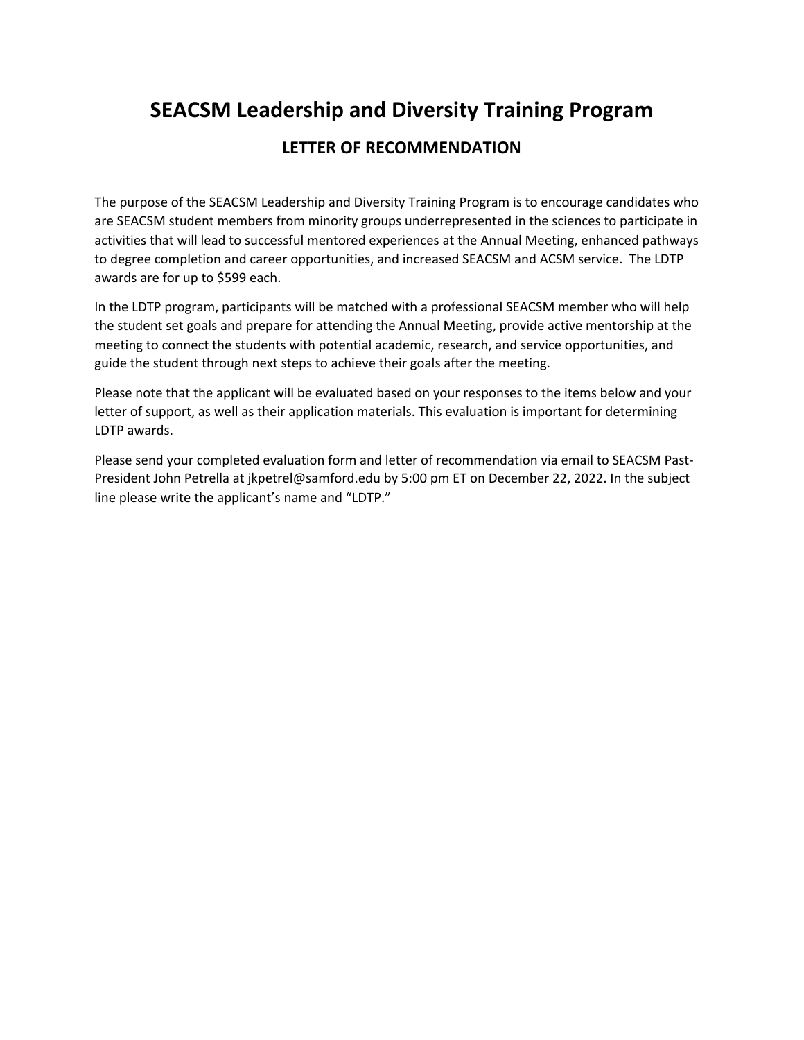# SEACSM Leadership and Diversity Training Program

## LETTER OF RECOMMENDATION

The purpose of the SEACSM Leadership and Diversity Training Program is to encourage candidates who are SEACSM student members from minority groups underrepresented in the sciences to participate in activities that will lead to successful mentored experiences at the Annual Meeting, enhanced pathways to degree completion and career opportunities, and increased SEACSM and ACSM service. The LDTP awards are for up to $599 each.

In the LDTP program, participants will be matched with a professional SEACSM member who will help the student set goals and prepare for attending the Annual Meeting, provide active mentorship at the meeting to connect the students with potential academic, research, and service opportunities, and guide the student through next steps to achieve their goals after the meeting.

Please note that the applicant will be evaluated based on your responses to the items below and your letter of support, as well as their application materials. This evaluation is important for determining LDTP awards.

Please send your completed evaluation form and letter of recommendation via email to SEACSM Past-President John Petrella at jkpetrel@samford.edu by 5:00 pm ET on December 22, 2022. In the subject line please write the applicant's name and "LDTP."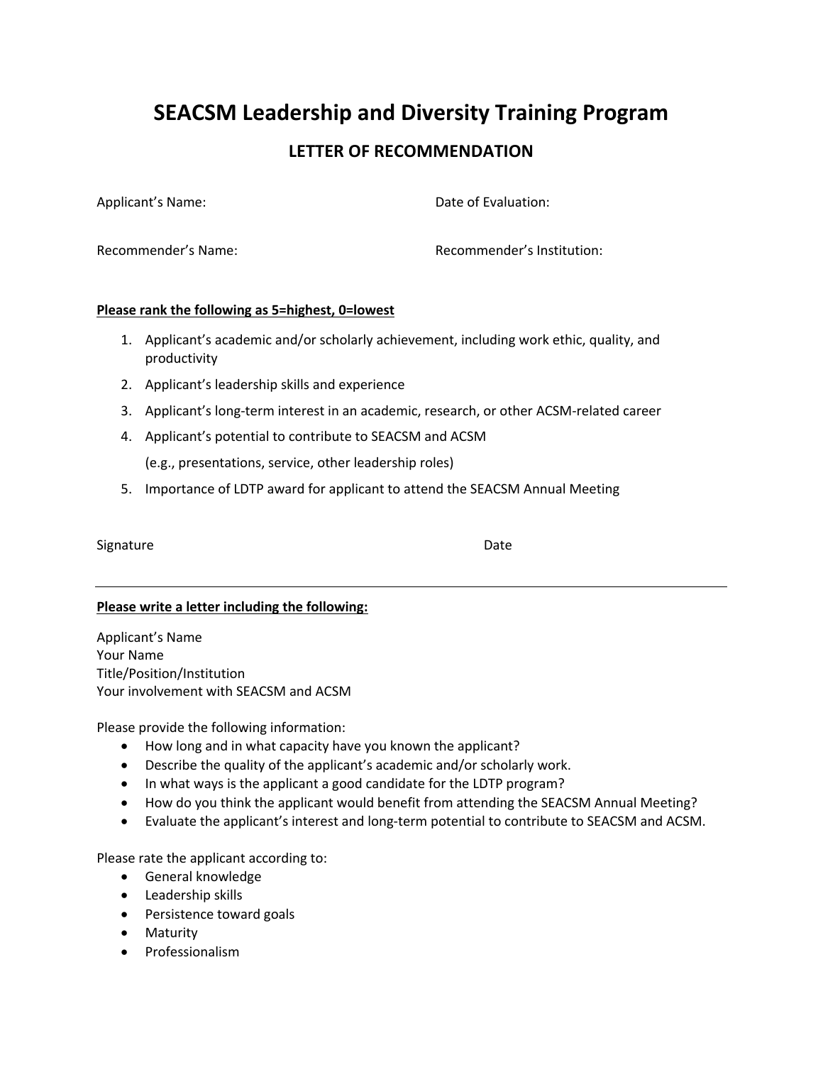# SEACSM Leadership and Diversity Training Program

## LETTER OF RECOMMENDATION

Applicant's Name:

Date of Evaluation:

Recommender's Name:

Recommender's Institution:

**<u>Please rank the following as 5=highest, 0=lowest</u>**

1. Applicant's academic and/or scholarly achievement, including work ethic, quality, and productivity
2. Applicant's leadership skills and experience
3. Applicant's long-term interest in an academic, research, or other ACSM-related career
4. Applicant's potential to contribute to SEACSM and ACSM
   (e.g., presentations, service, other leadership roles)
5. Importance of LDTP award for applicant to attend the SEACSM Annual Meeting

Signature

Date

---

**<u>Please write a letter including the following:</u>**

Applicant's Name
Your Name
Title/Position/Institution
Your involvement with SEACSM and ACSM

Please provide the following information:

- How long and in what capacity have you known the applicant?
- Describe the quality of the applicant's academic and/or scholarly work.
- In what ways is the applicant a good candidate for the LDTP program?
- How do you think the applicant would benefit from attending the SEACSM Annual Meeting?
- Evaluate the applicant's interest and long-term potential to contribute to SEACSM and ACSM.

Please rate the applicant according to:

- General knowledge
- Leadership skills
- Persistence toward goals
- Maturity
- Professionalism